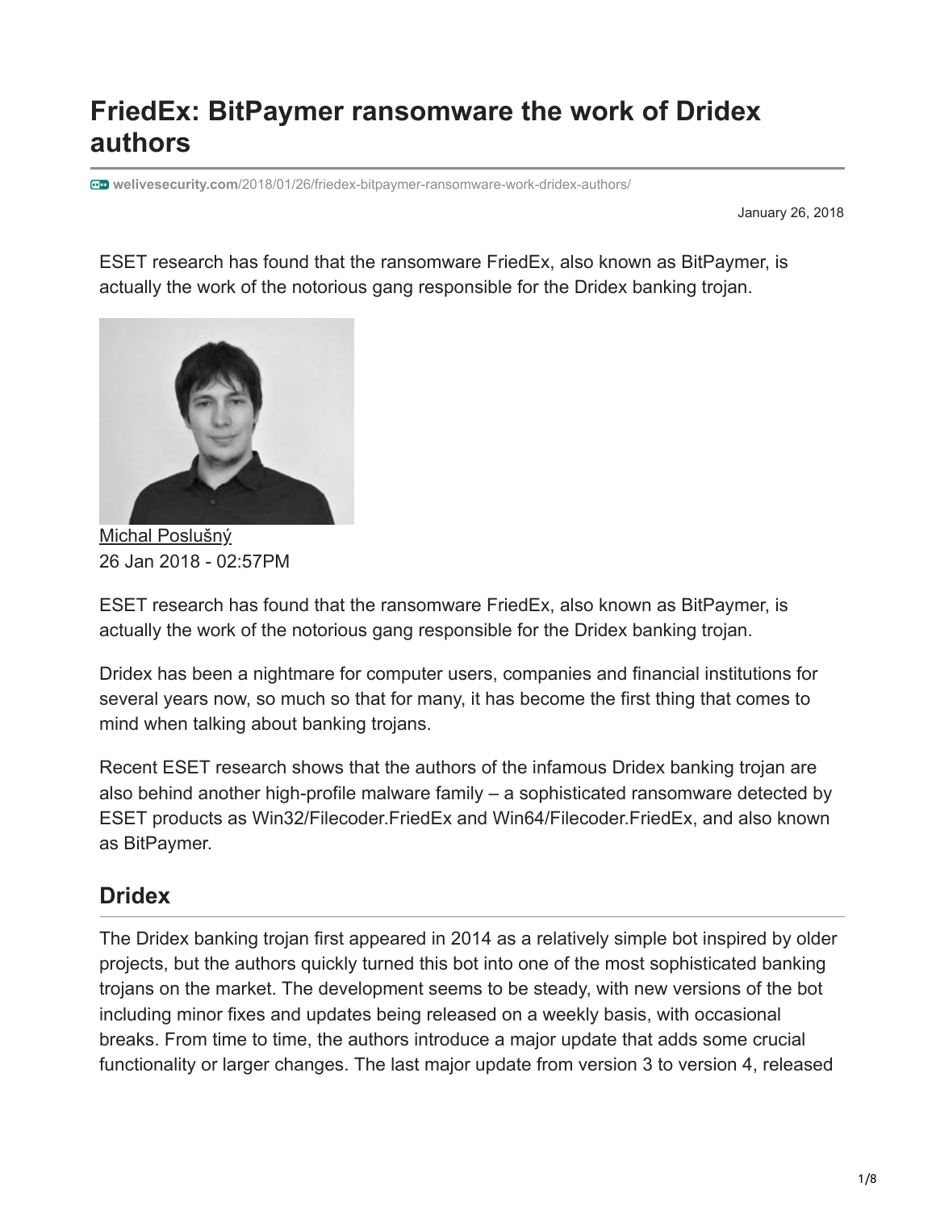# FriedEx: BitPaymer ransomware the work of Dridex authors

welivesecurity.com/2018/01/26/friedex-bitpaymer-ransomware-work-dridex-authors/

January 26, 2018

ESET research has found that the ransomware FriedEx, also known as BitPaymer, is actually the work of the notorious gang responsible for the Dridex banking trojan.

Michal Poslušný
26 Jan 2018 - 02:57PM

ESET research has found that the ransomware FriedEx, also known as BitPaymer, is actually the work of the notorious gang responsible for the Dridex banking trojan.

Dridex has been a nightmare for computer users, companies and financial institutions for several years now, so much so that for many, it has become the first thing that comes to mind when talking about banking trojans.

Recent ESET research shows that the authors of the infamous Dridex banking trojan are also behind another high-profile malware family – a sophisticated ransomware detected by ESET products as Win32/Filecoder.FriedEx and Win64/Filecoder.FriedEx, and also known as BitPaymer.

## Dridex

The Dridex banking trojan first appeared in 2014 as a relatively simple bot inspired by older projects, but the authors quickly turned this bot into one of the most sophisticated banking trojans on the market. The development seems to be steady, with new versions of the bot including minor fixes and updates being released on a weekly basis, with occasional breaks. From time to time, the authors introduce a major update that adds some crucial functionality or larger changes. The last major update from version 3 to version 4, released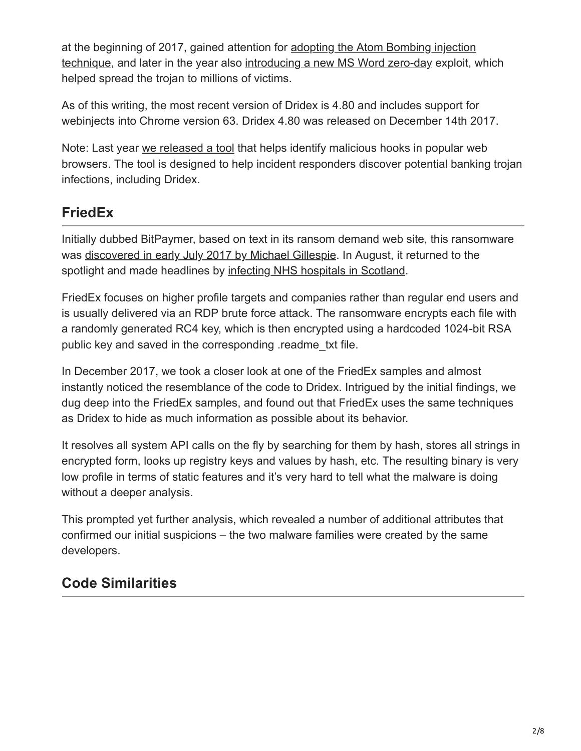at the beginning of 2017, gained attention for adopting the Atom Bombing injection technique, and later in the year also introducing a new MS Word zero-day exploit, which helped spread the trojan to millions of victims.

As of this writing, the most recent version of Dridex is 4.80 and includes support for webinjects into Chrome version 63. Dridex 4.80 was released on December 14th 2017.

Note: Last year we released a tool that helps identify malicious hooks in popular web browsers. The tool is designed to help incident responders discover potential banking trojan infections, including Dridex.

## FriedEx

Initially dubbed BitPaymer, based on text in its ransom demand web site, this ransomware was discovered in early July 2017 by Michael Gillespie. In August, it returned to the spotlight and made headlines by infecting NHS hospitals in Scotland.

FriedEx focuses on higher profile targets and companies rather than regular end users and is usually delivered via an RDP brute force attack. The ransomware encrypts each file with a randomly generated RC4 key, which is then encrypted using a hardcoded 1024-bit RSA public key and saved in the corresponding .readme_txt file.

In December 2017, we took a closer look at one of the FriedEx samples and almost instantly noticed the resemblance of the code to Dridex. Intrigued by the initial findings, we dug deep into the FriedEx samples, and found out that FriedEx uses the same techniques as Dridex to hide as much information as possible about its behavior.

It resolves all system API calls on the fly by searching for them by hash, stores all strings in encrypted form, looks up registry keys and values by hash, etc. The resulting binary is very low profile in terms of static features and it's very hard to tell what the malware is doing without a deeper analysis.

This prompted yet further analysis, which revealed a number of additional attributes that confirmed our initial suspicions – the two malware families were created by the same developers.

## Code Similarities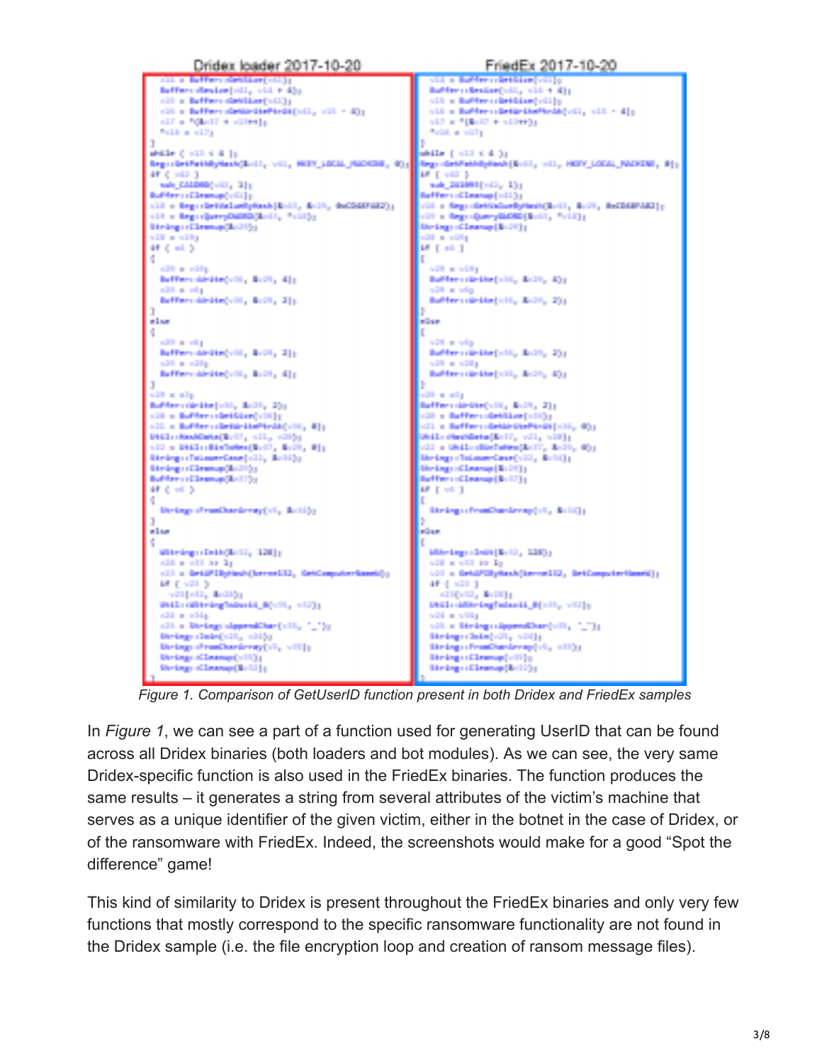Figure 1. Comparison of GetUserID function present in both Dridex and FriedEx samples

In *Figure 1*, we can see a part of a function used for generating UserID that can be found across all Dridex binaries (both loaders and bot modules). As we can see, the very same Dridex-specific function is also used in the FriedEx binaries. The function produces the same results – it generates a string from several attributes of the victim's machine that serves as a unique identifier of the given victim, either in the botnet in the case of Dridex, or of the ransomware with FriedEx. Indeed, the screenshots would make for a good "Spot the difference" game!

This kind of similarity to Dridex is present throughout the FriedEx binaries and only very few functions that mostly correspond to the specific ransomware functionality are not found in the Dridex sample (i.e. the file encryption loop and creation of ransom message files).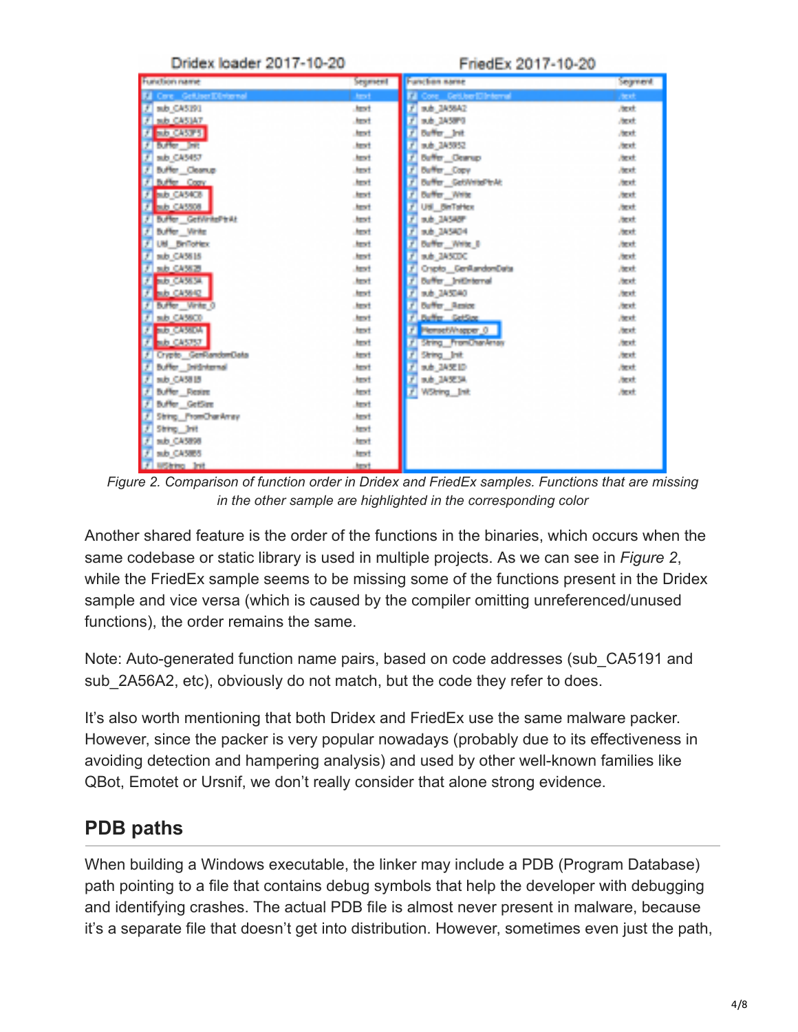| Function name | Segment |
| --- | --- |
| Core__GetUserIDInternal | .text |
| sub_CA5191 | .text |
| sub_CA51A7 | .text |
| sub_CA53F5 | .text |
| Buffer__Init | .text |
| sub_CA5457 | .text |
| Buffer__Cleanup | .text |
| Buffer__Copy | .text |
| sub_CA54C8 | .text |
| sub_CA5508 | .text |
| Buffer__GetWritePtrAt | .text |
| Buffer__Write | .text |
| Util__BinToHex | .text |
| sub_CA5615 | .text |
| sub_CA5625 | .text |
| sub_CA5634 | .text |
| sub_CA5642 | .text |
| Buffer__Write_0 | .text |
| sub_CA56C0 | .text |
| sub_CA56DA | .text |
| sub_CA5757 | .text |
| Crypto__GenRandomData | .text |
| Buffer__InitInternal | .text |
| sub_CA5818 | .text |
| Buffer__Resize | .text |
| Buffer__GetSize | .text |
| String__FromCharArray | .text |
| String__Init | .text |
| sub_CA5898 | .text |
| sub_CA58B5 | .text |
| WString__Init | .text |

| Function name | Segment |
| --- | --- |
| Core__GetUserIDInternal | .text |
| sub_2A56A2 | .text |
| sub_2A58F0 | .text |
| Buffer__Init | .text |
| sub_2A5952 | .text |
| Buffer__Cleanup | .text |
| Buffer__Copy | .text |
| Buffer__GetWritePtrAt | .text |
| Buffer__Write | .text |
| Util__BinToHex | .text |
| sub_2A5ABF | .text |
| sub_2A5AD4 | .text |
| Buffer__Write_0 | .text |
| sub_2A5CDC | .text |
| Crypto__GenRandomData | .text |
| Buffer__InitInternal | .text |
| sub_2A5D40 | .text |
| Buffer__Resize | .text |
| Buffer__GetSize | .text |
| MemsetWrapper_0 | .text |
| String__FromCharArray | .text |
| String__Init | .text |
| sub_2A5E1D | .text |
| sub_2A5E3A | .text |
| WString__Init | .text |

*Figure 2. Comparison of function order in Dridex and FriedEx samples. Functions that are missing in the other sample are highlighted in the corresponding color*

Another shared feature is the order of the functions in the binaries, which occurs when the same codebase or static library is used in multiple projects. As we can see in *Figure 2*, while the FriedEx sample seems to be missing some of the functions present in the Dridex sample and vice versa (which is caused by the compiler omitting unreferenced/unused functions), the order remains the same.

Note: Auto-generated function name pairs, based on code addresses (sub_CA5191 and sub_2A56A2, etc), obviously do not match, but the code they refer to does.

It's also worth mentioning that both Dridex and FriedEx use the same malware packer. However, since the packer is very popular nowadays (probably due to its effectiveness in avoiding detection and hampering analysis) and used by other well-known families like QBot, Emotet or Ursnif, we don't really consider that alone strong evidence.

## PDB paths

When building a Windows executable, the linker may include a PDB (Program Database) path pointing to a file that contains debug symbols that help the developer with debugging and identifying crashes. The actual PDB file is almost never present in malware, because it's a separate file that doesn't get into distribution. However, sometimes even just the path,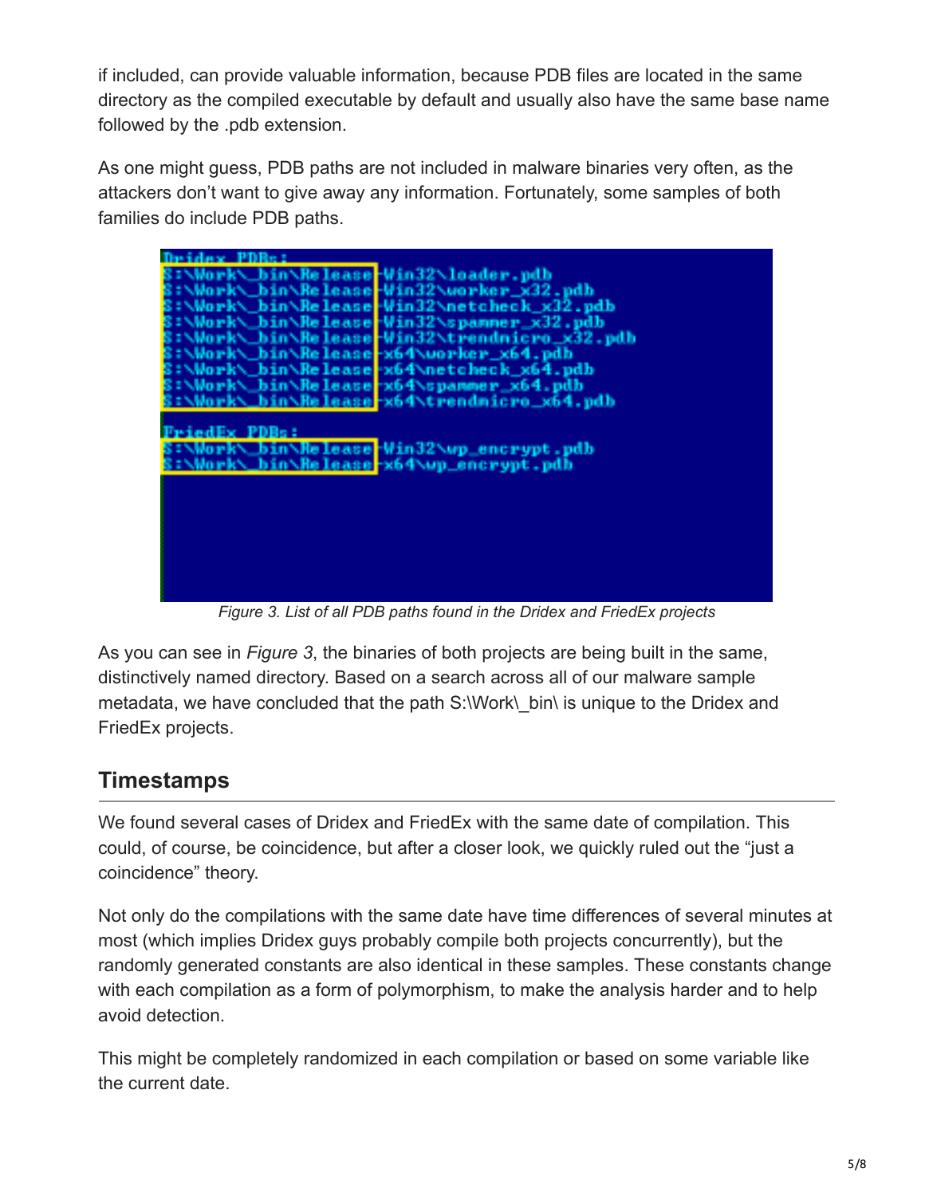if included, can provide valuable information, because PDB files are located in the same directory as the compiled executable by default and usually also have the same base name followed by the .pdb extension.

As one might guess, PDB paths are not included in malware binaries very often, as the attackers don't want to give away any information. Fortunately, some samples of both families do include PDB paths.

```
Dridex PDBs:
S:\Work\_bin\Release-Win32\loader.pdb
S:\Work\_bin\Release-Win32\worker_x32.pdb
S:\Work\_bin\Release-Win32\netcheck_x32.pdb
S:\Work\_bin\Release-Win32\spammer_x32.pdb
S:\Work\_bin\Release-Win32\trendmicro_x32.pdb
S:\Work\_bin\Release-x64\worker_x64.pdb
S:\Work\_bin\Release-x64\netcheck_x64.pdb
S:\Work\_bin\Release-x64\spammer_x64.pdb
S:\Work\_bin\Release-x64\trendmicro_x64.pdb

FriedEx PDBs:
S:\Work\_bin\Release-Win32\wp_encrypt.pdb
S:\Work\_bin\Release-x64\wp_encrypt.pdb
```

*Figure 3. List of all PDB paths found in the Dridex and FriedEx projects*

As you can see in *Figure 3*, the binaries of both projects are being built in the same, distinctively named directory. Based on a search across all of our malware sample metadata, we have concluded that the path S:\Work\_bin\ is unique to the Dridex and FriedEx projects.

## Timestamps

We found several cases of Dridex and FriedEx with the same date of compilation. This could, of course, be coincidence, but after a closer look, we quickly ruled out the "just a coincidence" theory.

Not only do the compilations with the same date have time differences of several minutes at most (which implies Dridex guys probably compile both projects concurrently), but the randomly generated constants are also identical in these samples. These constants change with each compilation as a form of polymorphism, to make the analysis harder and to help avoid detection.

This might be completely randomized in each compilation or based on some variable like the current date.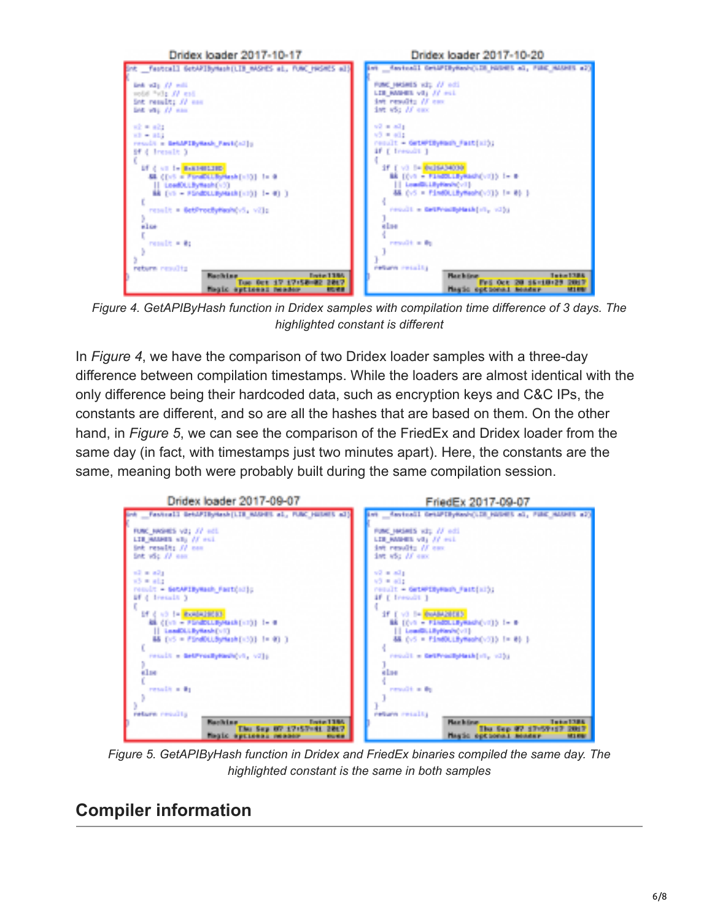Figure 4. GetAPIByHash function in Dridex samples with compilation time difference of 3 days. The highlighted constant is different

In *Figure 4*, we have the comparison of two Dridex loader samples with a three-day difference between compilation timestamps. While the loaders are almost identical with the only difference being their hardcoded data, such as encryption keys and C&C IPs, the constants are different, and so are all the hashes that are based on them. On the other hand, in *Figure 5*, we can see the comparison of the FriedEx and Dridex loader from the same day (in fact, with timestamps just two minutes apart). Here, the constants are the same, meaning both were probably built during the same compilation session.

Figure 5. GetAPIByHash function in Dridex and FriedEx binaries compiled the same day. The highlighted constant is the same in both samples

## Compiler information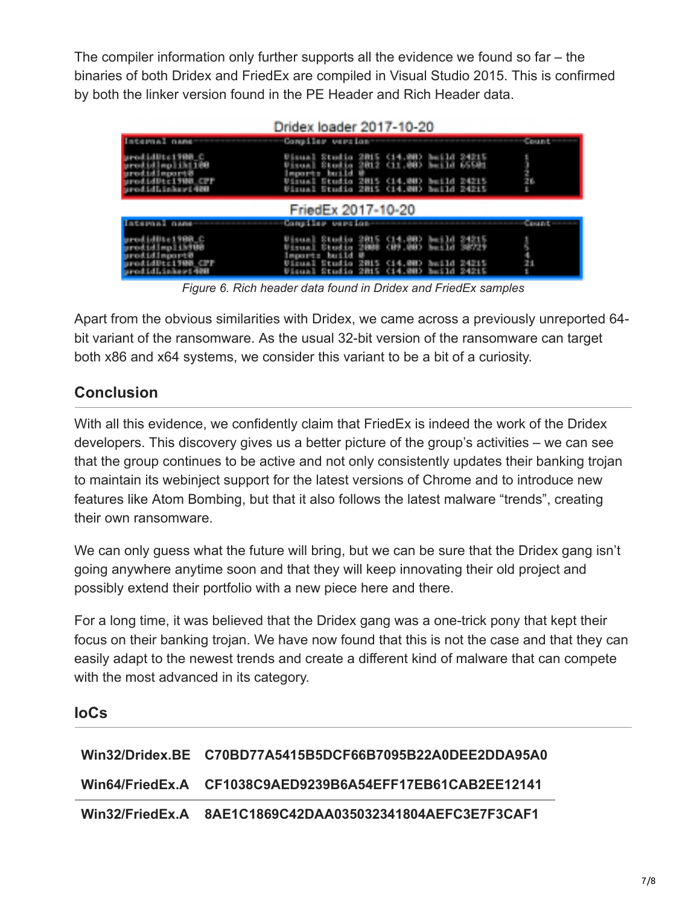The compiler information only further supports all the evidence we found so far – the binaries of both Dridex and FriedEx are compiled in Visual Studio 2015. This is confirmed by both the linker version found in the PE Header and Rich Header data.

Dridex loader 2017-10-20

| Internal name | Compiler version | Count |
|---|---|---|
| prodidUtc1900_C | Visual Studio 2015 (14.00) build 24215 | 1 |
| prodidImplib1100 | Visual Studio 2012 (11.00) build 65501 | 3 |
| prodidImport0 | Imports build 0 | 2 |
| prodidUtc1900_CPP | Visual Studio 2015 (14.00) build 24215 | 26 |
| prodidLinker1400 | Visual Studio 2015 (14.00) build 24215 | 1 |

FriedEx 2017-10-20

| Internal name | Compiler version | Count |
|---|---|---|
| prodidUtc1900_C | Visual Studio 2015 (14.00) build 24215 | 1 |
| prodidImplib900 | Visual Studio 2008 (09.00) build 30729 | 5 |
| prodidImport0 | Imports build 0 | 4 |
| prodidUtc1900_CPP | Visual Studio 2015 (14.00) build 24215 | 21 |
| prodidLinker1400 | Visual Studio 2015 (14.00) build 24215 | 1 |

*Figure 6. Rich header data found in Dridex and FriedEx samples*

Apart from the obvious similarities with Dridex, we came across a previously unreported 64-bit variant of the ransomware. As the usual 32-bit version of the ransomware can target both x86 and x64 systems, we consider this variant to be a bit of a curiosity.

## Conclusion

With all this evidence, we confidently claim that FriedEx is indeed the work of the Dridex developers. This discovery gives us a better picture of the group's activities – we can see that the group continues to be active and not only consistently updates their banking trojan to maintain its webinject support for the latest versions of Chrome and to introduce new features like Atom Bombing, but that it also follows the latest malware "trends", creating their own ransomware.

We can only guess what the future will bring, but we can be sure that the Dridex gang isn't going anywhere anytime soon and that they will keep innovating their old project and possibly extend their portfolio with a new piece here and there.

For a long time, it was believed that the Dridex gang was a one-trick pony that kept their focus on their banking trojan. We have now found that this is not the case and that they can easily adapt to the newest trends and create a different kind of malware that can compete with the most advanced in its category.

## IoCs

| | |
|---|---|
| **Win32/Dridex.BE** | **C70BD77A5415B5DCF66B7095B22A0DEE2DDA95A0** |
| **Win64/FriedEx.A** | **CF1038C9AED9239B6A54EFF17EB61CAB2EE12141** |
| **Win32/FriedEx.A** | **8AE1C1869C42DAA035032341804AEFC3E7F3CAF1** |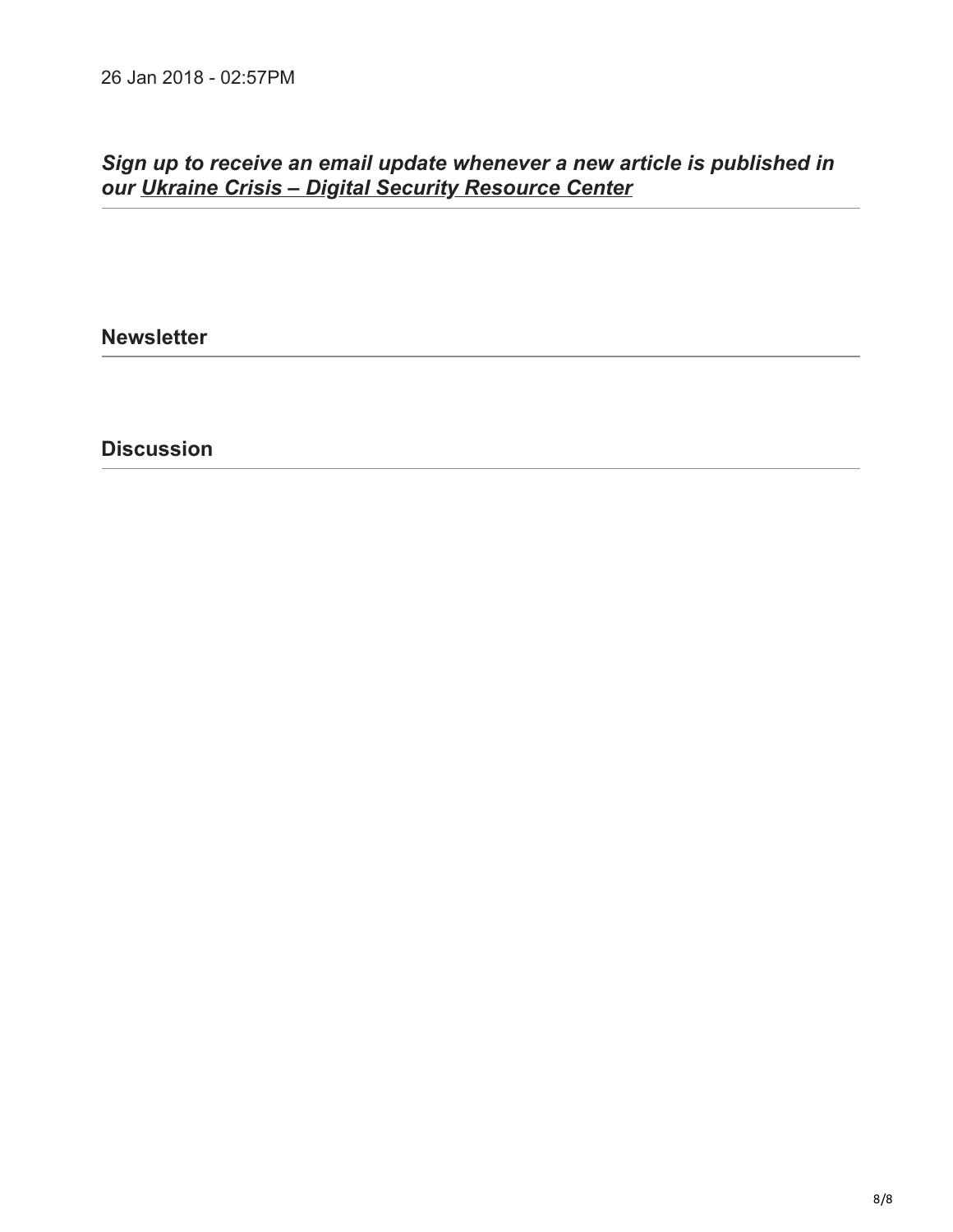26 Jan 2018 - 02:57PM

***Sign up to receive an email update whenever a new article is published in our [Ukraine Crisis – Digital Security Resource Center](#)***

## Newsletter

## Discussion